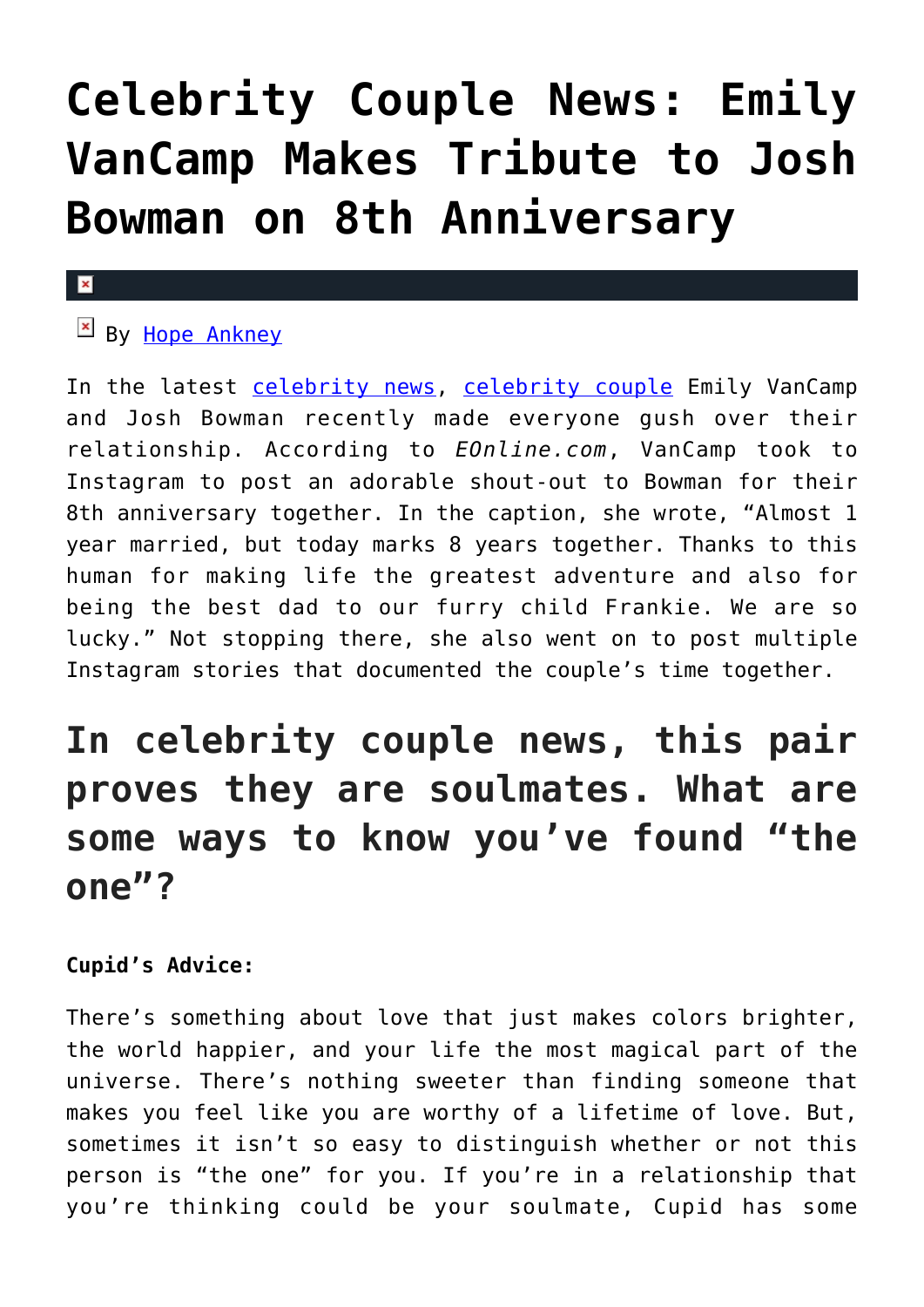# Celebrity Couple News: Emily VanCamp Makes Tribute to Josh Bowman on 8th Anniversary

By Hope Ankney

In the latest celebrity news, celebrity couple Emily VanCamp and Josh Bowman recently made everyone gush over their relationship. According to *EOnline.com*, VanCamp took to Instagram to post an adorable shout-out to Bowman for their 8th anniversary together. In the caption, she wrote, "Almost 1 year married, but today marks 8 years together. Thanks to this human for making life the greatest adventure and also for being the best dad to our furry child Frankie. We are so lucky." Not stopping there, she also went on to post multiple Instagram stories that documented the couple's time together.

## In celebrity couple news, this pair proves they are soulmates. What are some ways to know you've found "the one"?

**Cupid's Advice:**

There's something about love that just makes colors brighter, the world happier, and your life the most magical part of the universe. There's nothing sweeter than finding someone that makes you feel like you are worthy of a lifetime of love. But, sometimes it isn't so easy to distinguish whether or not this person is "the one" for you. If you're in a relationship that you're thinking could be your soulmate, Cupid has some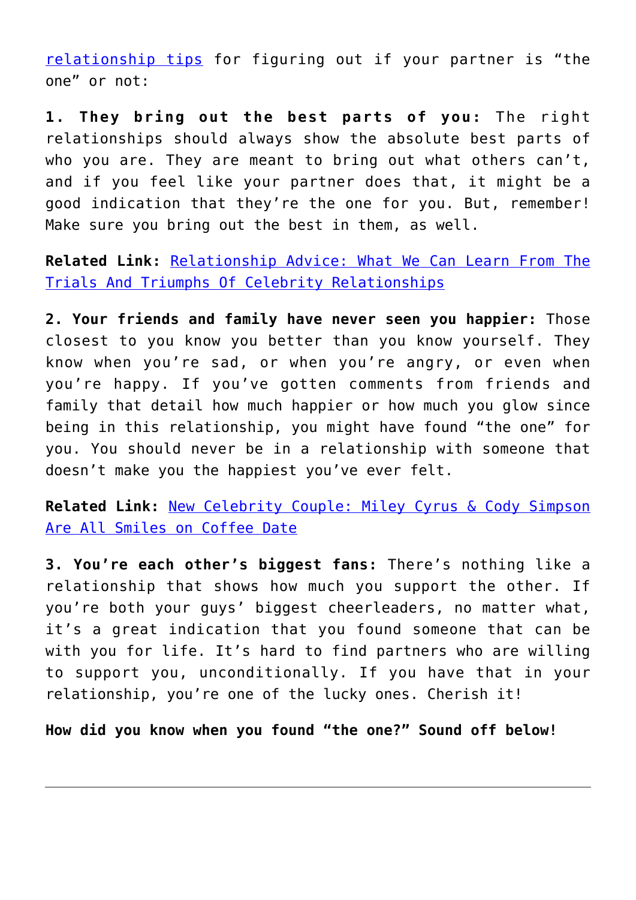relationship tips for figuring out if your partner is "the one" or not:

**1. They bring out the best parts of you:** The right relationships should always show the absolute best parts of who you are. They are meant to bring out what others can't, and if you feel like your partner does that, it might be a good indication that they're the one for you. But, remember! Make sure you bring out the best in them, as well.

**Related Link:** Relationship Advice: What We Can Learn From The Trials And Triumphs Of Celebrity Relationships

**2. Your friends and family have never seen you happier:** Those closest to you know you better than you know yourself. They know when you're sad, or when you're angry, or even when you're happy. If you've gotten comments from friends and family that detail how much happier or how much you glow since being in this relationship, you might have found "the one" for you. You should never be in a relationship with someone that doesn't make you the happiest you've ever felt.

**Related Link:** New Celebrity Couple: Miley Cyrus & Cody Simpson Are All Smiles on Coffee Date

**3. You're each other's biggest fans:** There's nothing like a relationship that shows how much you support the other. If you're both your guys' biggest cheerleaders, no matter what, it's a great indication that you found someone that can be with you for life. It's hard to find partners who are willing to support you, unconditionally. If you have that in your relationship, you're one of the lucky ones. Cherish it!

**How did you know when you found "the one?" Sound off below!**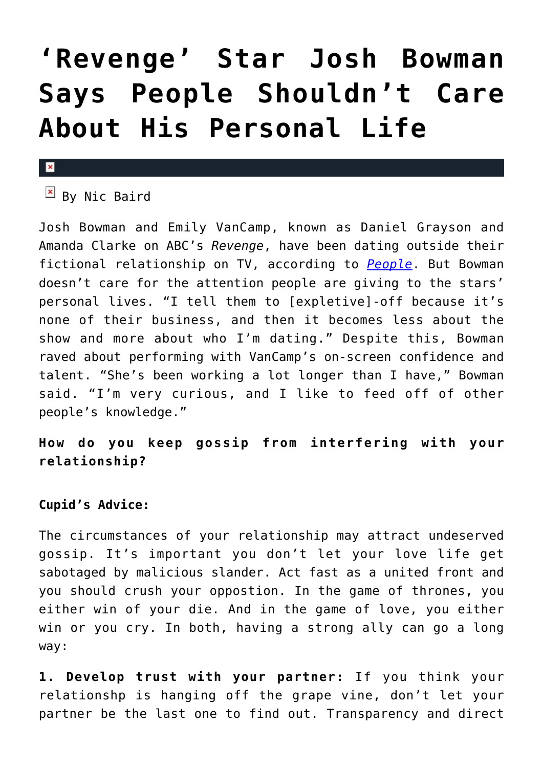# ‘Revenge’ Star Josh Bowman Says People Shouldn’t Care About His Personal Life

By Nic Baird

Josh Bowman and Emily VanCamp, known as Daniel Grayson and Amanda Clarke on ABC’s *Revenge*, have been dating outside their fictional relationship on TV, according to *People*. But Bowman doesn’t care for the attention people are giving to the stars’ personal lives. “I tell them to [expletive]-off because it’s none of their business, and then it becomes less about the show and more about who I’m dating.” Despite this, Bowman raved about performing with VanCamp’s on-screen confidence and talent. “She’s been working a lot longer than I have,” Bowman said. “I’m very curious, and I like to feed off of other people’s knowledge.”

**How do you keep gossip from interfering with your relationship?**

**Cupid’s Advice:**

The circumstances of your relationship may attract undeserved gossip. It’s important you don’t let your love life get sabotaged by malicious slander. Act fast as a united front and you should crush your oppostion. In the game of thrones, you either win of your die. And in the game of love, you either win or you cry. In both, having a strong ally can go a long way:

**1. Develop trust with your partner:** If you think your relationshp is hanging off the grape vine, don’t let your partner be the last one to find out. Transparency and direct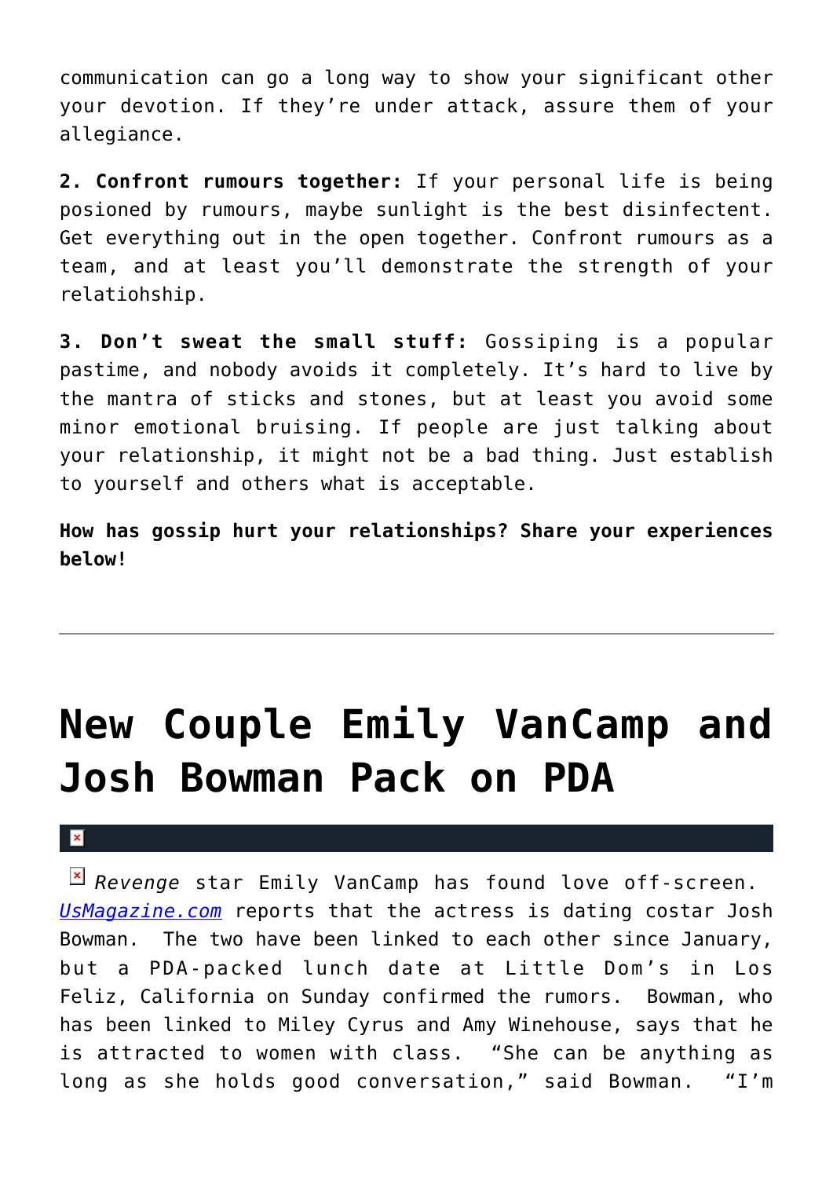communication can go a long way to show your significant other your devotion. If they're under attack, assure them of your allegiance.

**2. Confront rumours together:** If your personal life is being posioned by rumours, maybe sunlight is the best disinfectent. Get everything out in the open together. Confront rumours as a team, and at least you'll demonstrate the strength of your relatiohship.

**3. Don't sweat the small stuff:** Gossiping is a popular pastime, and nobody avoids it completely. It's hard to live by the mantra of sticks and stones, but at least you avoid some minor emotional bruising. If people are just talking about your relationship, it might not be a bad thing. Just establish to yourself and others what is acceptable.

**How has gossip hurt your relationships? Share your experiences below!**

---

# New Couple Emily VanCamp and Josh Bowman Pack on PDA

*Revenge* star Emily VanCamp has found love off-screen. UsMagazine.com reports that the actress is dating costar Josh Bowman. The two have been linked to each other since January, but a PDA-packed lunch date at Little Dom's in Los Feliz, California on Sunday confirmed the rumors. Bowman, who has been linked to Miley Cyrus and Amy Winehouse, says that he is attracted to women with class. "She can be anything as long as she holds good conversation," said Bowman. "I'm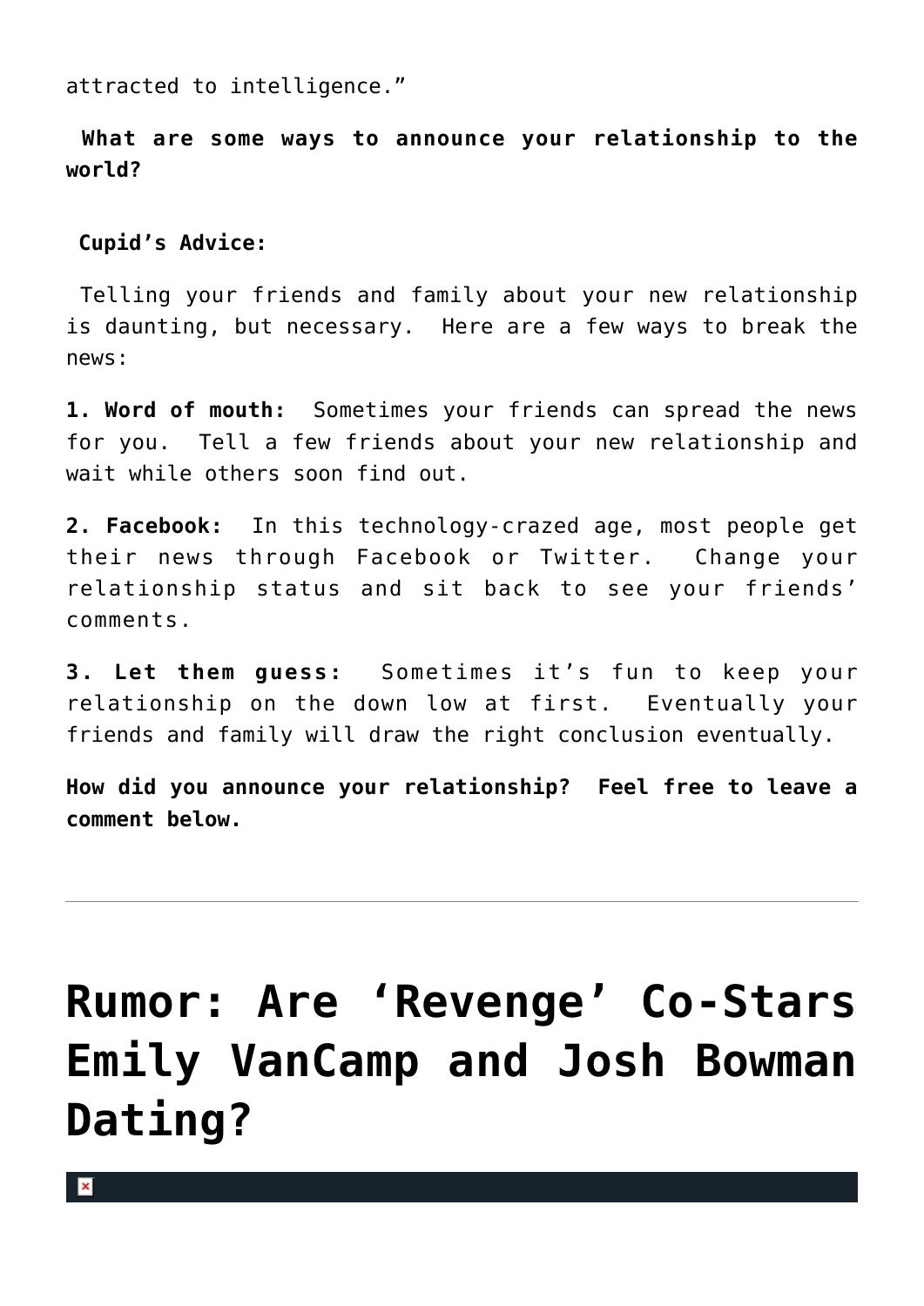attracted to intelligence."

**What are some ways to announce your relationship to the world?**

**Cupid's Advice:**

Telling your friends and family about your new relationship is daunting, but necessary. Here are a few ways to break the news:

**1. Word of mouth:** Sometimes your friends can spread the news for you. Tell a few friends about your new relationship and wait while others soon find out.

**2. Facebook:** In this technology-crazed age, most people get their news through Facebook or Twitter. Change your relationship status and sit back to see your friends' comments.

**3. Let them guess:** Sometimes it's fun to keep your relationship on the down low at first. Eventually your friends and family will draw the right conclusion eventually.

**How did you announce your relationship? Feel free to leave a comment below.**

---

# Rumor: Are 'Revenge' Co-Stars Emily VanCamp and Josh Bowman Dating?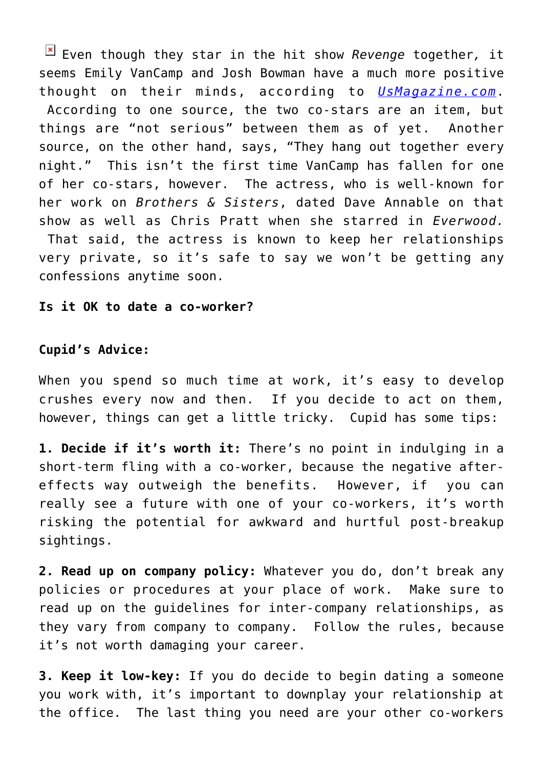Even though they star in the hit show *Revenge* together, it seems Emily VanCamp and Josh Bowman have a much more positive thought on their minds, according to [UsMagazine.com](UsMagazine.com).  According to one source, the two co-stars are an item, but things are "not serious" between them as of yet.  Another source, on the other hand, says, "They hang out together every night."  This isn't the first time VanCamp has fallen for one of her co-stars, however.  The actress, who is well-known for her work on *Brothers & Sisters*, dated Dave Annable on that show as well as Chris Pratt when she starred in *Everwood.*  That said, the actress is known to keep her relationships very private, so it's safe to say we won't be getting any confessions anytime soon.

**Is it OK to date a co-worker?**

**Cupid's Advice:**

When you spend so much time at work, it's easy to develop crushes every now and then.  If you decide to act on them, however, things can get a little tricky.  Cupid has some tips:

**1. Decide if it's worth it:** There's no point in indulging in a short-term fling with a co-worker, because the negative after-effects way outweigh the benefits.  However, if you can really see a future with one of your co-workers, it's worth risking the potential for awkward and hurtful post-breakup sightings.

**2. Read up on company policy:** Whatever you do, don't break any policies or procedures at your place of work.  Make sure to read up on the guidelines for inter-company relationships, as they vary from company to company.  Follow the rules, because it's not worth damaging your career.

**3. Keep it low-key:** If you do decide to begin dating a someone you work with, it's important to downplay your relationship at the office.  The last thing you need are your other co-workers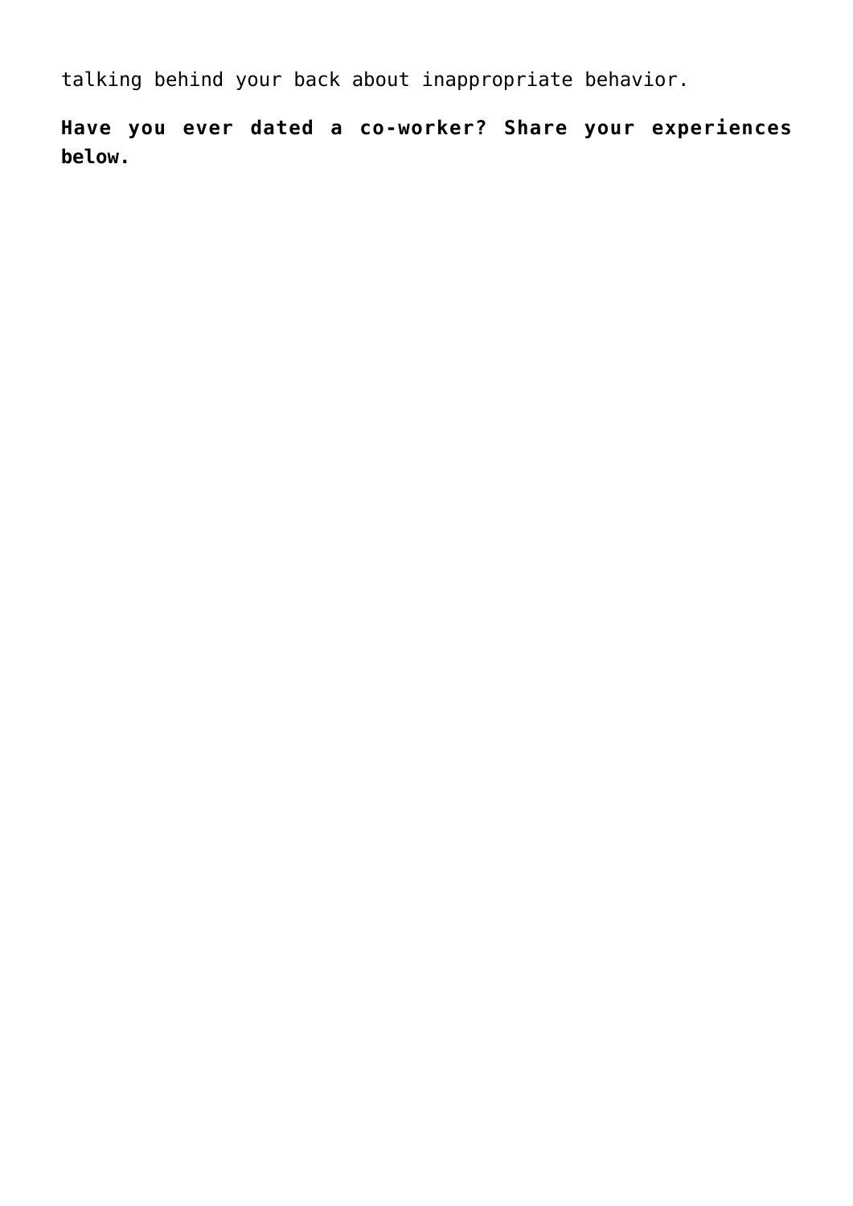talking behind your back about inappropriate behavior.

**Have you ever dated a co-worker? Share your experiences below.**